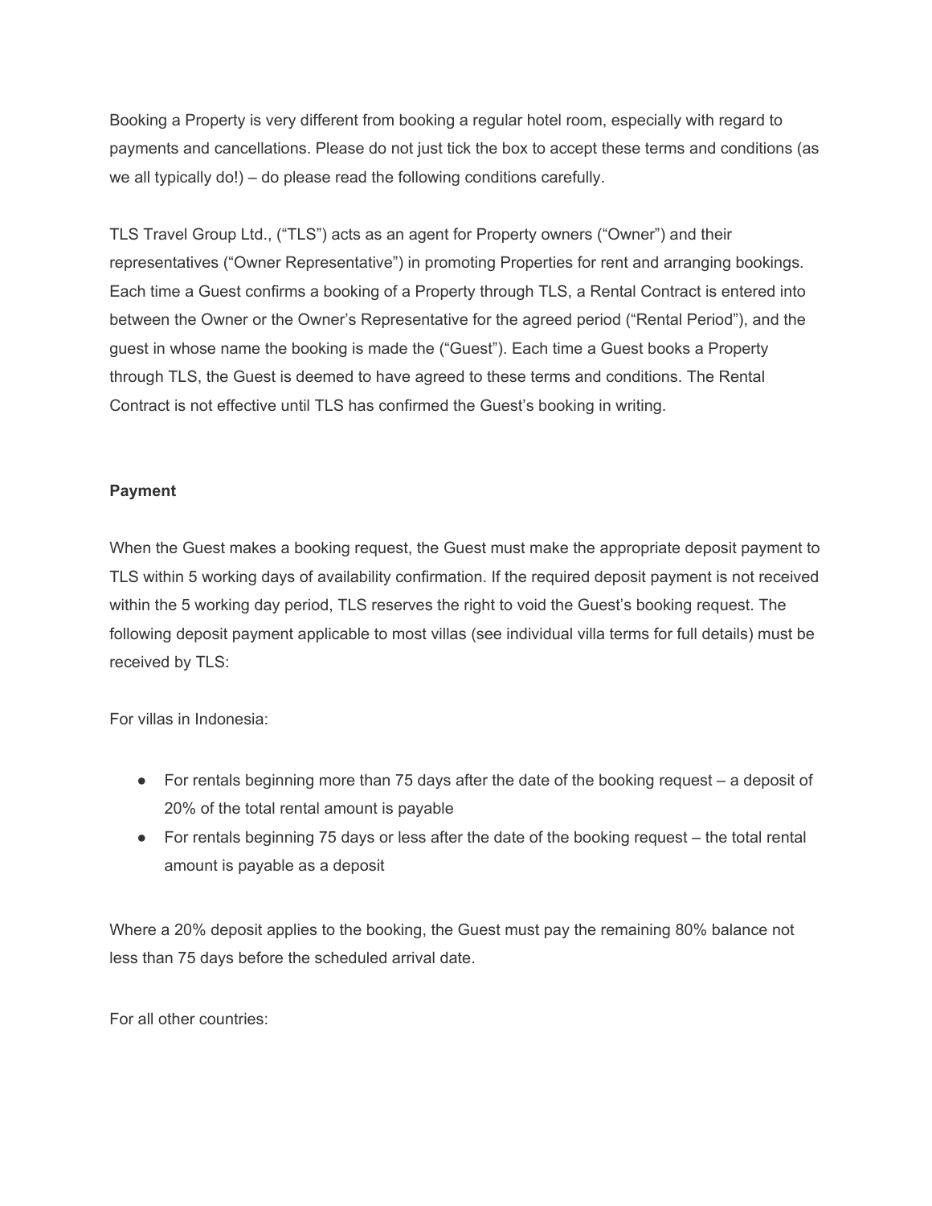Booking a Property is very different from booking a regular hotel room, especially with regard to payments and cancellations. Please do not just tick the box to accept these terms and conditions (as we all typically do!) – do please read the following conditions carefully.

TLS Travel Group Ltd., ("TLS") acts as an agent for Property owners ("Owner") and their representatives ("Owner Representative") in promoting Properties for rent and arranging bookings. Each time a Guest confirms a booking of a Property through TLS, a Rental Contract is entered into between the Owner or the Owner's Representative for the agreed period ("Rental Period"), and the guest in whose name the booking is made the ("Guest"). Each time a Guest books a Property through TLS, the Guest is deemed to have agreed to these terms and conditions. The Rental Contract is not effective until TLS has confirmed the Guest's booking in writing.

**Payment**

When the Guest makes a booking request, the Guest must make the appropriate deposit payment to TLS within 5 working days of availability confirmation. If the required deposit payment is not received within the 5 working day period, TLS reserves the right to void the Guest's booking request. The following deposit payment applicable to most villas (see individual villa terms for full details) must be received by TLS:

For villas in Indonesia:

- For rentals beginning more than 75 days after the date of the booking request – a deposit of 20% of the total rental amount is payable
- For rentals beginning 75 days or less after the date of the booking request – the total rental amount is payable as a deposit

Where a 20% deposit applies to the booking, the Guest must pay the remaining 80% balance not less than 75 days before the scheduled arrival date.

For all other countries: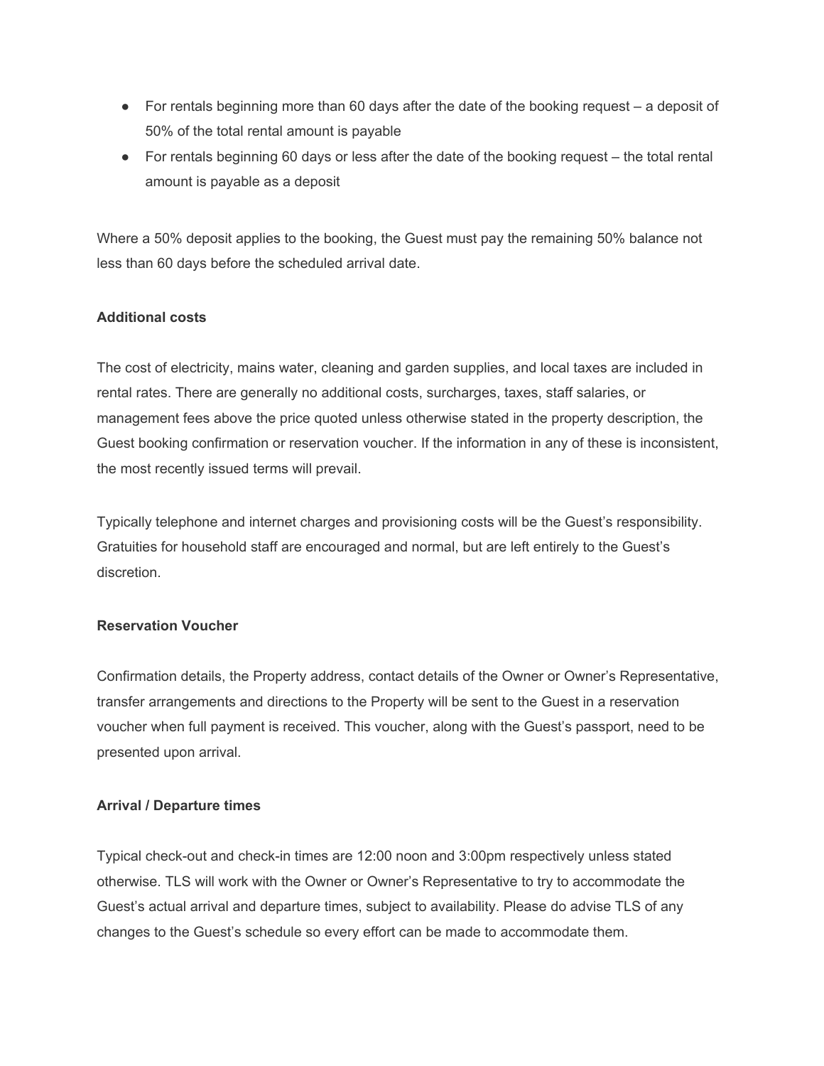- For rentals beginning more than 60 days after the date of the booking request – a deposit of 50% of the total rental amount is payable
- For rentals beginning 60 days or less after the date of the booking request – the total rental amount is payable as a deposit

Where a 50% deposit applies to the booking, the Guest must pay the remaining 50% balance not less than 60 days before the scheduled arrival date.

**Additional costs**

The cost of electricity, mains water, cleaning and garden supplies, and local taxes are included in rental rates. There are generally no additional costs, surcharges, taxes, staff salaries, or management fees above the price quoted unless otherwise stated in the property description, the Guest booking confirmation or reservation voucher. If the information in any of these is inconsistent, the most recently issued terms will prevail.

Typically telephone and internet charges and provisioning costs will be the Guest's responsibility. Gratuities for household staff are encouraged and normal, but are left entirely to the Guest's discretion.

**Reservation Voucher**

Confirmation details, the Property address, contact details of the Owner or Owner's Representative, transfer arrangements and directions to the Property will be sent to the Guest in a reservation voucher when full payment is received. This voucher, along with the Guest's passport, need to be presented upon arrival.

**Arrival / Departure times**

Typical check-out and check-in times are 12:00 noon and 3:00pm respectively unless stated otherwise. TLS will work with the Owner or Owner's Representative to try to accommodate the Guest's actual arrival and departure times, subject to availability. Please do advise TLS of any changes to the Guest's schedule so every effort can be made to accommodate them.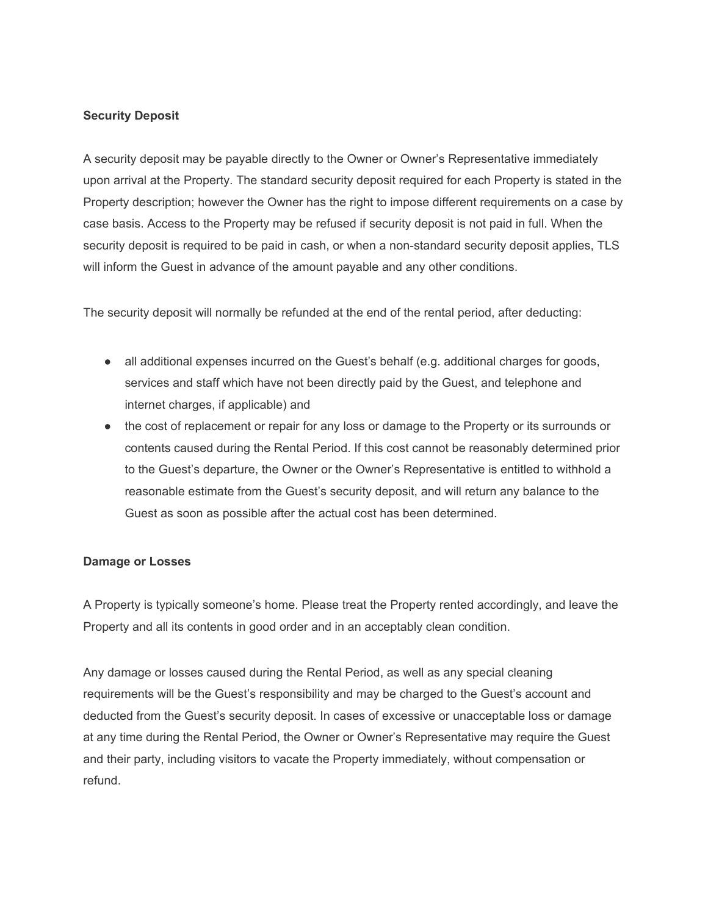**Security Deposit**

A security deposit may be payable directly to the Owner or Owner's Representative immediately upon arrival at the Property. The standard security deposit required for each Property is stated in the Property description; however the Owner has the right to impose different requirements on a case by case basis. Access to the Property may be refused if security deposit is not paid in full. When the security deposit is required to be paid in cash, or when a non-standard security deposit applies, TLS will inform the Guest in advance of the amount payable and any other conditions.

The security deposit will normally be refunded at the end of the rental period, after deducting:

- all additional expenses incurred on the Guest's behalf (e.g. additional charges for goods, services and staff which have not been directly paid by the Guest, and telephone and internet charges, if applicable) and
- the cost of replacement or repair for any loss or damage to the Property or its surrounds or contents caused during the Rental Period. If this cost cannot be reasonably determined prior to the Guest's departure, the Owner or the Owner's Representative is entitled to withhold a reasonable estimate from the Guest's security deposit, and will return any balance to the Guest as soon as possible after the actual cost has been determined.

**Damage or Losses**

A Property is typically someone's home. Please treat the Property rented accordingly, and leave the Property and all its contents in good order and in an acceptably clean condition.

Any damage or losses caused during the Rental Period, as well as any special cleaning requirements will be the Guest's responsibility and may be charged to the Guest's account and deducted from the Guest's security deposit. In cases of excessive or unacceptable loss or damage at any time during the Rental Period, the Owner or Owner's Representative may require the Guest and their party, including visitors to vacate the Property immediately, without compensation or refund.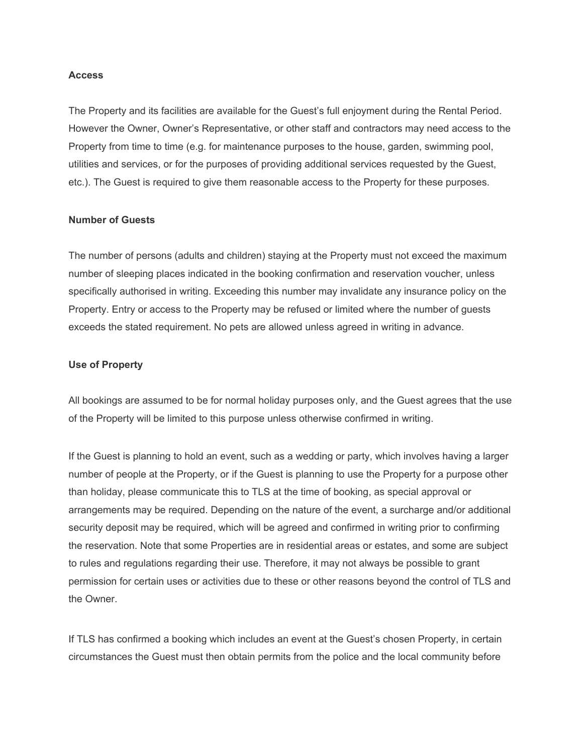**Access**

The Property and its facilities are available for the Guest's full enjoyment during the Rental Period. However the Owner, Owner's Representative, or other staff and contractors may need access to the Property from time to time (e.g. for maintenance purposes to the house, garden, swimming pool, utilities and services, or for the purposes of providing additional services requested by the Guest, etc.). The Guest is required to give them reasonable access to the Property for these purposes.

**Number of Guests**

The number of persons (adults and children) staying at the Property must not exceed the maximum number of sleeping places indicated in the booking confirmation and reservation voucher, unless specifically authorised in writing. Exceeding this number may invalidate any insurance policy on the Property. Entry or access to the Property may be refused or limited where the number of guests exceeds the stated requirement. No pets are allowed unless agreed in writing in advance.

**Use of Property**

All bookings are assumed to be for normal holiday purposes only, and the Guest agrees that the use of the Property will be limited to this purpose unless otherwise confirmed in writing.

If the Guest is planning to hold an event, such as a wedding or party, which involves having a larger number of people at the Property, or if the Guest is planning to use the Property for a purpose other than holiday, please communicate this to TLS at the time of booking, as special approval or arrangements may be required. Depending on the nature of the event, a surcharge and/or additional security deposit may be required, which will be agreed and confirmed in writing prior to confirming the reservation. Note that some Properties are in residential areas or estates, and some are subject to rules and regulations regarding their use. Therefore, it may not always be possible to grant permission for certain uses or activities due to these or other reasons beyond the control of TLS and the Owner.

If TLS has confirmed a booking which includes an event at the Guest's chosen Property, in certain circumstances the Guest must then obtain permits from the police and the local community before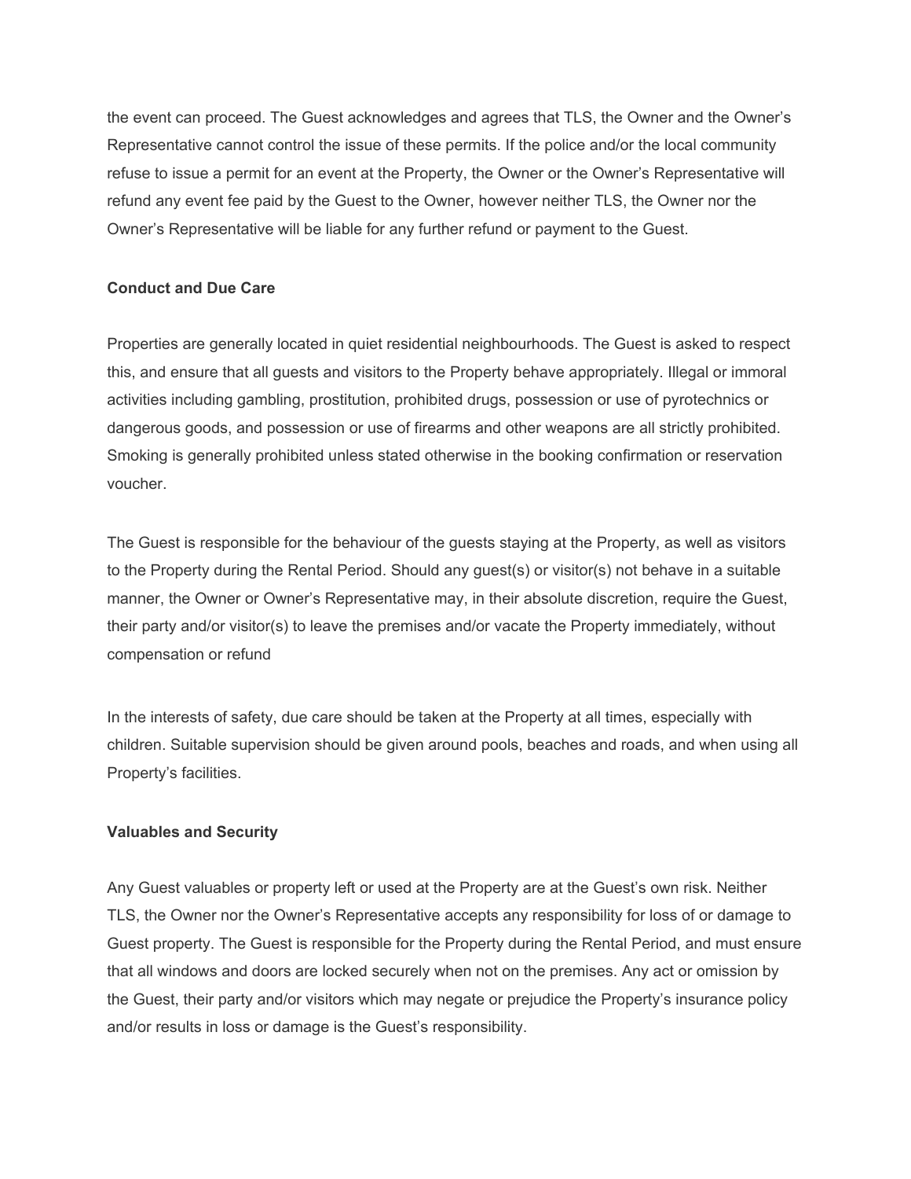the event can proceed. The Guest acknowledges and agrees that TLS, the Owner and the Owner's Representative cannot control the issue of these permits. If the police and/or the local community refuse to issue a permit for an event at the Property, the Owner or the Owner's Representative will refund any event fee paid by the Guest to the Owner, however neither TLS, the Owner nor the Owner's Representative will be liable for any further refund or payment to the Guest.

**Conduct and Due Care**

Properties are generally located in quiet residential neighbourhoods. The Guest is asked to respect this, and ensure that all guests and visitors to the Property behave appropriately. Illegal or immoral activities including gambling, prostitution, prohibited drugs, possession or use of pyrotechnics or dangerous goods, and possession or use of firearms and other weapons are all strictly prohibited. Smoking is generally prohibited unless stated otherwise in the booking confirmation or reservation voucher.

The Guest is responsible for the behaviour of the guests staying at the Property, as well as visitors to the Property during the Rental Period. Should any guest(s) or visitor(s) not behave in a suitable manner, the Owner or Owner's Representative may, in their absolute discretion, require the Guest, their party and/or visitor(s) to leave the premises and/or vacate the Property immediately, without compensation or refund

In the interests of safety, due care should be taken at the Property at all times, especially with children. Suitable supervision should be given around pools, beaches and roads, and when using all Property's facilities.

**Valuables and Security**

Any Guest valuables or property left or used at the Property are at the Guest's own risk. Neither TLS, the Owner nor the Owner's Representative accepts any responsibility for loss of or damage to Guest property. The Guest is responsible for the Property during the Rental Period, and must ensure that all windows and doors are locked securely when not on the premises. Any act or omission by the Guest, their party and/or visitors which may negate or prejudice the Property's insurance policy and/or results in loss or damage is the Guest's responsibility.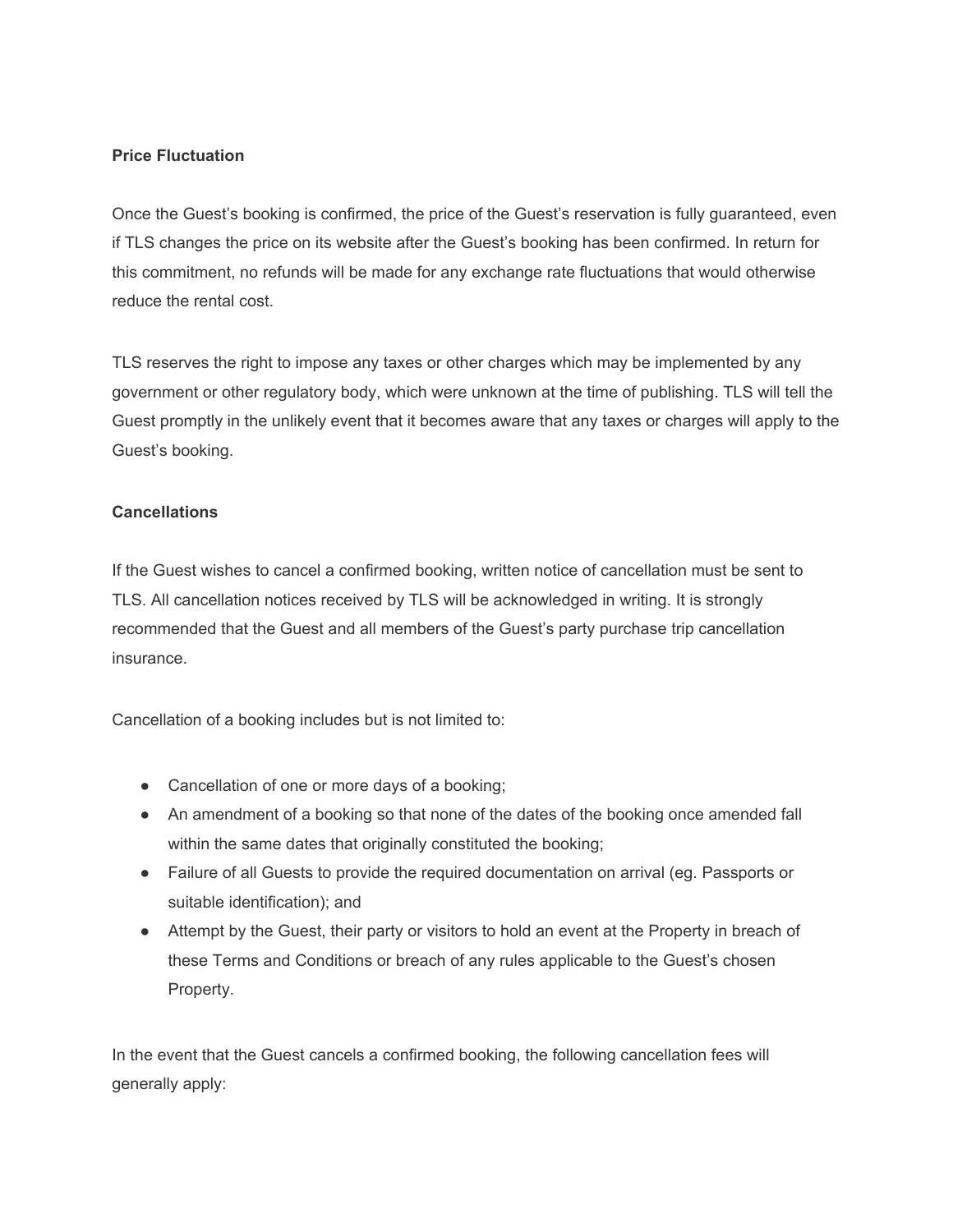**Price Fluctuation**

Once the Guest's booking is confirmed, the price of the Guest's reservation is fully guaranteed, even if TLS changes the price on its website after the Guest's booking has been confirmed. In return for this commitment, no refunds will be made for any exchange rate fluctuations that would otherwise reduce the rental cost.

TLS reserves the right to impose any taxes or other charges which may be implemented by any government or other regulatory body, which were unknown at the time of publishing. TLS will tell the Guest promptly in the unlikely event that it becomes aware that any taxes or charges will apply to the Guest's booking.

**Cancellations**

If the Guest wishes to cancel a confirmed booking, written notice of cancellation must be sent to TLS. All cancellation notices received by TLS will be acknowledged in writing. It is strongly recommended that the Guest and all members of the Guest's party purchase trip cancellation insurance.

Cancellation of a booking includes but is not limited to:

- Cancellation of one or more days of a booking;
- An amendment of a booking so that none of the dates of the booking once amended fall within the same dates that originally constituted the booking;
- Failure of all Guests to provide the required documentation on arrival (eg. Passports or suitable identification); and
- Attempt by the Guest, their party or visitors to hold an event at the Property in breach of these Terms and Conditions or breach of any rules applicable to the Guest's chosen Property.

In the event that the Guest cancels a confirmed booking, the following cancellation fees will generally apply: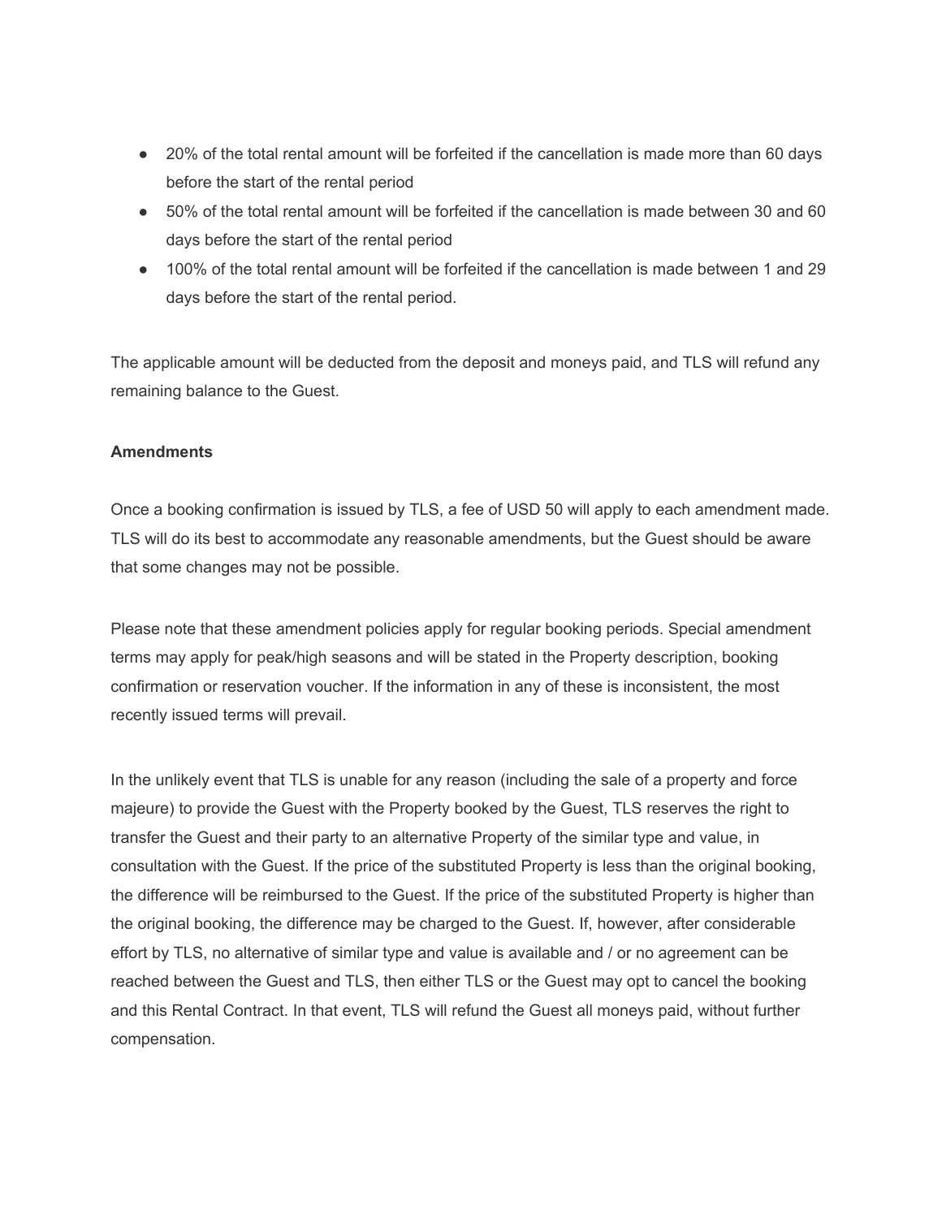- 20% of the total rental amount will be forfeited if the cancellation is made more than 60 days before the start of the rental period
- 50% of the total rental amount will be forfeited if the cancellation is made between 30 and 60 days before the start of the rental period
- 100% of the total rental amount will be forfeited if the cancellation is made between 1 and 29 days before the start of the rental period.

The applicable amount will be deducted from the deposit and moneys paid, and TLS will refund any remaining balance to the Guest.

**Amendments**

Once a booking confirmation is issued by TLS, a fee of USD 50 will apply to each amendment made. TLS will do its best to accommodate any reasonable amendments, but the Guest should be aware that some changes may not be possible.

Please note that these amendment policies apply for regular booking periods. Special amendment terms may apply for peak/high seasons and will be stated in the Property description, booking confirmation or reservation voucher. If the information in any of these is inconsistent, the most recently issued terms will prevail.

In the unlikely event that TLS is unable for any reason (including the sale of a property and force majeure) to provide the Guest with the Property booked by the Guest, TLS reserves the right to transfer the Guest and their party to an alternative Property of the similar type and value, in consultation with the Guest. If the price of the substituted Property is less than the original booking, the difference will be reimbursed to the Guest. If the price of the substituted Property is higher than the original booking, the difference may be charged to the Guest. If, however, after considerable effort by TLS, no alternative of similar type and value is available and / or no agreement can be reached between the Guest and TLS, then either TLS or the Guest may opt to cancel the booking and this Rental Contract. In that event, TLS will refund the Guest all moneys paid, without further compensation.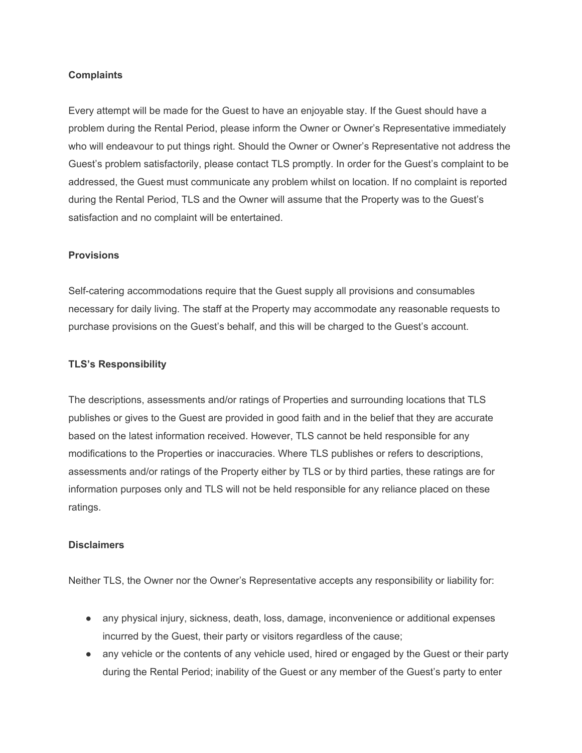**Complaints**

Every attempt will be made for the Guest to have an enjoyable stay. If the Guest should have a problem during the Rental Period, please inform the Owner or Owner's Representative immediately who will endeavour to put things right. Should the Owner or Owner's Representative not address the Guest's problem satisfactorily, please contact TLS promptly. In order for the Guest's complaint to be addressed, the Guest must communicate any problem whilst on location. If no complaint is reported during the Rental Period, TLS and the Owner will assume that the Property was to the Guest's satisfaction and no complaint will be entertained.

**Provisions**

Self-catering accommodations require that the Guest supply all provisions and consumables necessary for daily living. The staff at the Property may accommodate any reasonable requests to purchase provisions on the Guest's behalf, and this will be charged to the Guest's account.

**TLS's Responsibility**

The descriptions, assessments and/or ratings of Properties and surrounding locations that TLS publishes or gives to the Guest are provided in good faith and in the belief that they are accurate based on the latest information received. However, TLS cannot be held responsible for any modifications to the Properties or inaccuracies. Where TLS publishes or refers to descriptions, assessments and/or ratings of the Property either by TLS or by third parties, these ratings are for information purposes only and TLS will not be held responsible for any reliance placed on these ratings.

**Disclaimers**

Neither TLS, the Owner nor the Owner's Representative accepts any responsibility or liability for:

- any physical injury, sickness, death, loss, damage, inconvenience or additional expenses incurred by the Guest, their party or visitors regardless of the cause;
- any vehicle or the contents of any vehicle used, hired or engaged by the Guest or their party during the Rental Period; inability of the Guest or any member of the Guest's party to enter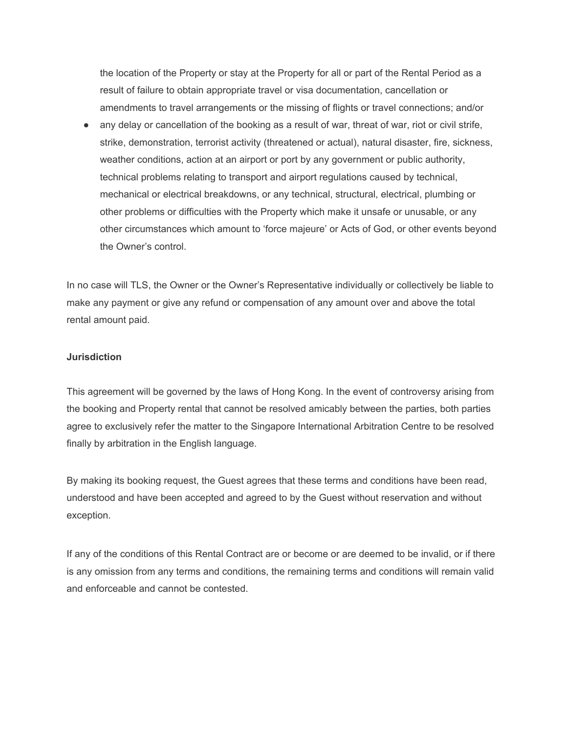the location of the Property or stay at the Property for all or part of the Rental Period as a result of failure to obtain appropriate travel or visa documentation, cancellation or amendments to travel arrangements or the missing of flights or travel connections; and/or

- any delay or cancellation of the booking as a result of war, threat of war, riot or civil strife, strike, demonstration, terrorist activity (threatened or actual), natural disaster, fire, sickness, weather conditions, action at an airport or port by any government or public authority, technical problems relating to transport and airport regulations caused by technical, mechanical or electrical breakdowns, or any technical, structural, electrical, plumbing or other problems or difficulties with the Property which make it unsafe or unusable, or any other circumstances which amount to 'force majeure' or Acts of God, or other events beyond the Owner's control.

In no case will TLS, the Owner or the Owner's Representative individually or collectively be liable to make any payment or give any refund or compensation of any amount over and above the total rental amount paid.

**Jurisdiction**

This agreement will be governed by the laws of Hong Kong. In the event of controversy arising from the booking and Property rental that cannot be resolved amicably between the parties, both parties agree to exclusively refer the matter to the Singapore International Arbitration Centre to be resolved finally by arbitration in the English language.

By making its booking request, the Guest agrees that these terms and conditions have been read, understood and have been accepted and agreed to by the Guest without reservation and without exception.

If any of the conditions of this Rental Contract are or become or are deemed to be invalid, or if there is any omission from any terms and conditions, the remaining terms and conditions will remain valid and enforceable and cannot be contested.